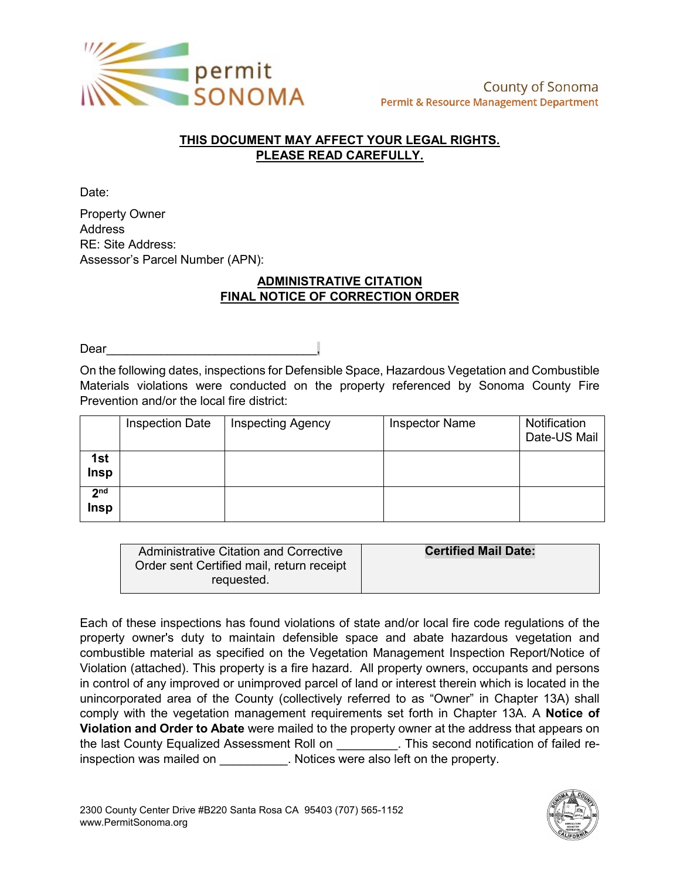permit SONOMA

County of Sonoma
Permit & Resource Management Department

**THIS DOCUMENT MAY AFFECT YOUR LEGAL RIGHTS.**
**PLEASE READ CAREFULLY.**

Date:

Property Owner
Address
RE: Site Address:
Assessor's Parcel Number (APN):

## ADMINISTRATIVE CITATION
## FINAL NOTICE OF CORRECTION ORDER

Dear________________________________,

On the following dates, inspections for Defensible Space, Hazardous Vegetation and Combustible Materials violations were conducted on the property referenced by Sonoma County Fire Prevention and/or the local fire district:

| | Inspection Date | Inspecting Agency | Inspector Name | Notification Date-US Mail |
|---|---|---|---|---|
| **1st Insp** | | | | |
| **2nd Insp** | | | | |

| Administrative Citation and Corrective Order sent Certified mail, return receipt requested. | **Certified Mail Date:** |
|---|---|

Each of these inspections has found violations of state and/or local fire code regulations of the property owner's duty to maintain defensible space and abate hazardous vegetation and combustible material as specified on the Vegetation Management Inspection Report/Notice of Violation (attached). This property is a fire hazard. All property owners, occupants and persons in control of any improved or unimproved parcel of land or interest therein which is located in the unincorporated area of the County (collectively referred to as "Owner" in Chapter 13A) shall comply with the vegetation management requirements set forth in Chapter 13A. A **Notice of Violation and Order to Abate** were mailed to the property owner at the address that appears on the last County Equalized Assessment Roll on _________. This second notification of failed re-inspection was mailed on __________. Notices were also left on the property.

2300 County Center Drive #B220 Santa Rosa CA 95403 (707) 565-1152
www.PermitSonoma.org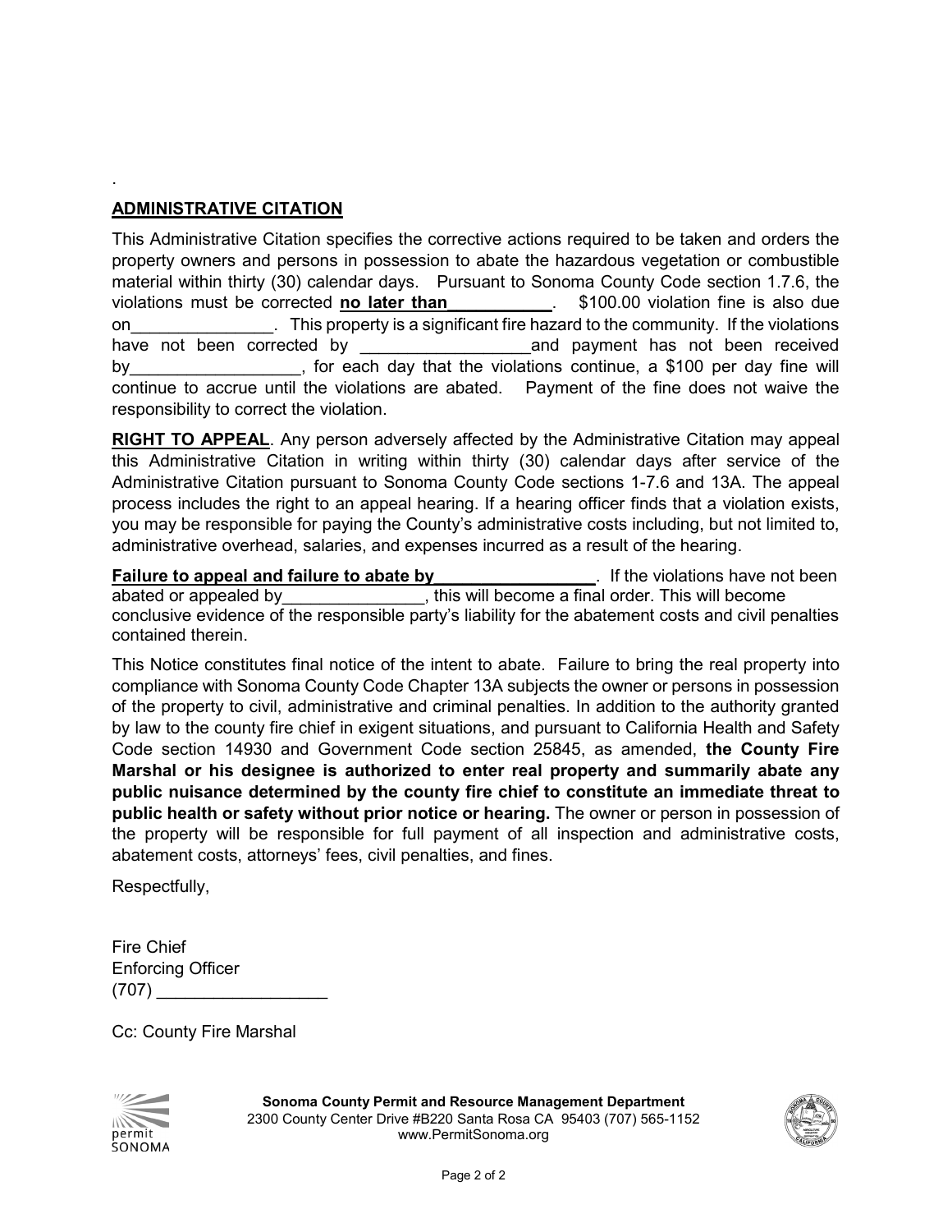.

**ADMINISTRATIVE CITATION**

This Administrative Citation specifies the corrective actions required to be taken and orders the property owners and persons in possession to abate the hazardous vegetation or combustible material within thirty (30) calendar days. Pursuant to Sonoma County Code section 1.7.6, the violations must be corrected **no later than___________**. $100.00 violation fine is also due on_______________. This property is a significant fire hazard to the community. If the violations have not been corrected by __________________and payment has not been received by__________________, for each day that the violations continue, a $100 per day fine will continue to accrue until the violations are abated. Payment of the fine does not waive the responsibility to correct the violation.

**RIGHT TO APPEAL**. Any person adversely affected by the Administrative Citation may appeal this Administrative Citation in writing within thirty (30) calendar days after service of the Administrative Citation pursuant to Sonoma County Code sections 1-7.6 and 13A. The appeal process includes the right to an appeal hearing. If a hearing officer finds that a violation exists, you may be responsible for paying the County's administrative costs including, but not limited to, administrative overhead, salaries, and expenses incurred as a result of the hearing.

**Failure to appeal and failure to abate by_________________**. If the violations have not been abated or appealed by_______________, this will become a final order. This will become conclusive evidence of the responsible party's liability for the abatement costs and civil penalties contained therein.

This Notice constitutes final notice of the intent to abate. Failure to bring the real property into compliance with Sonoma County Code Chapter 13A subjects the owner or persons in possession of the property to civil, administrative and criminal penalties. In addition to the authority granted by law to the county fire chief in exigent situations, and pursuant to California Health and Safety Code section 14930 and Government Code section 25845, as amended, **the County Fire Marshal or his designee is authorized to enter real property and summarily abate any public nuisance determined by the county fire chief to constitute an immediate threat to public health or safety without prior notice or hearing.** The owner or person in possession of the property will be responsible for full payment of all inspection and administrative costs, abatement costs, attorneys' fees, civil penalties, and fines.

Respectfully,

Fire Chief
Enforcing Officer
(707) __________________

Cc: County Fire Marshal

**Sonoma County Permit and Resource Management Department**
2300 County Center Drive #B220 Santa Rosa CA 95403 (707) 565-1152
www.PermitSonoma.org